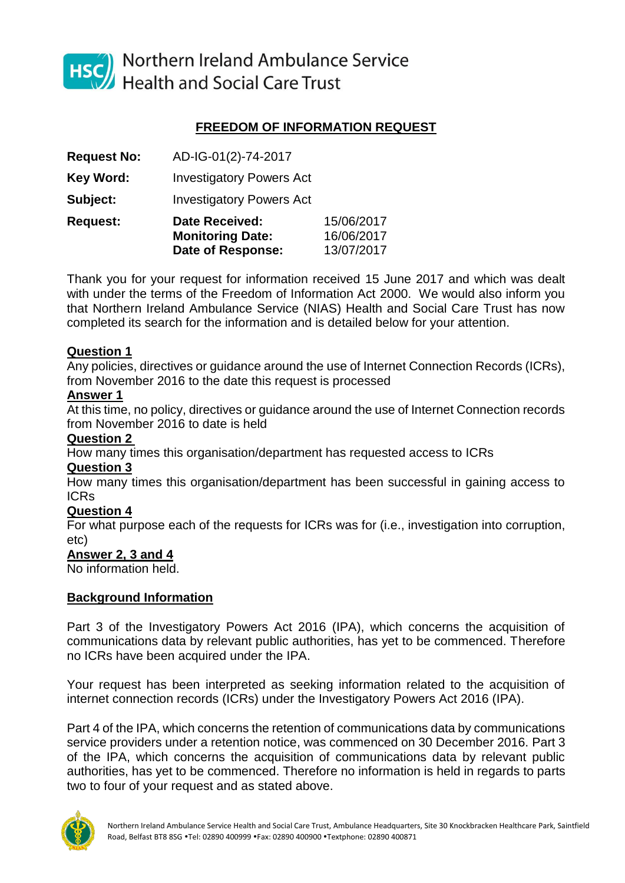Northern Ireland Ambulance Service Health and Social Care Trust

# FREEDOM OF INFORMATION REQUEST

| | | |
|---|---|---|
| **Request No:** | AD-IG-01(2)-74-2017 | |
| **Key Word:** | Investigatory Powers Act | |
| **Subject:** | Investigatory Powers Act | |
| **Request:** | **Date Received:** | 15/06/2017 |
| | **Monitoring Date:** | 16/06/2017 |
| | **Date of Response:** | 13/07/2017 |

Thank you for your request for information received 15 June 2017 and which was dealt with under the terms of the Freedom of Information Act 2000. We would also inform you that Northern Ireland Ambulance Service (NIAS) Health and Social Care Trust has now completed its search for the information and is detailed below for your attention.

**Question 1**

Any policies, directives or guidance around the use of Internet Connection Records (ICRs), from November 2016 to the date this request is processed

**Answer 1**

At this time, no policy, directives or guidance around the use of Internet Connection records from November 2016 to date is held

**Question 2**

How many times this organisation/department has requested access to ICRs

**Question 3**

How many times this organisation/department has been successful in gaining access to ICRs

**Question 4**

For what purpose each of the requests for ICRs was for (i.e., investigation into corruption, etc)

**Answer 2, 3 and 4**

No information held.

**Background Information**

Part 3 of the Investigatory Powers Act 2016 (IPA), which concerns the acquisition of communications data by relevant public authorities, has yet to be commenced. Therefore no ICRs have been acquired under the IPA.

Your request has been interpreted as seeking information related to the acquisition of internet connection records (ICRs) under the Investigatory Powers Act 2016 (IPA).

Part 4 of the IPA, which concerns the retention of communications data by communications service providers under a retention notice, was commenced on 30 December 2016. Part 3 of the IPA, which concerns the acquisition of communications data by relevant public authorities, has yet to be commenced. Therefore no information is held in regards to parts two to four of your request and as stated above.

Northern Ireland Ambulance Service Health and Social Care Trust, Ambulance Headquarters, Site 30 Knockbracken Healthcare Park, Saintfield Road, Belfast BT8 8SG •Tel: 02890 400999 •Fax: 02890 400900 •Textphone: 02890 400871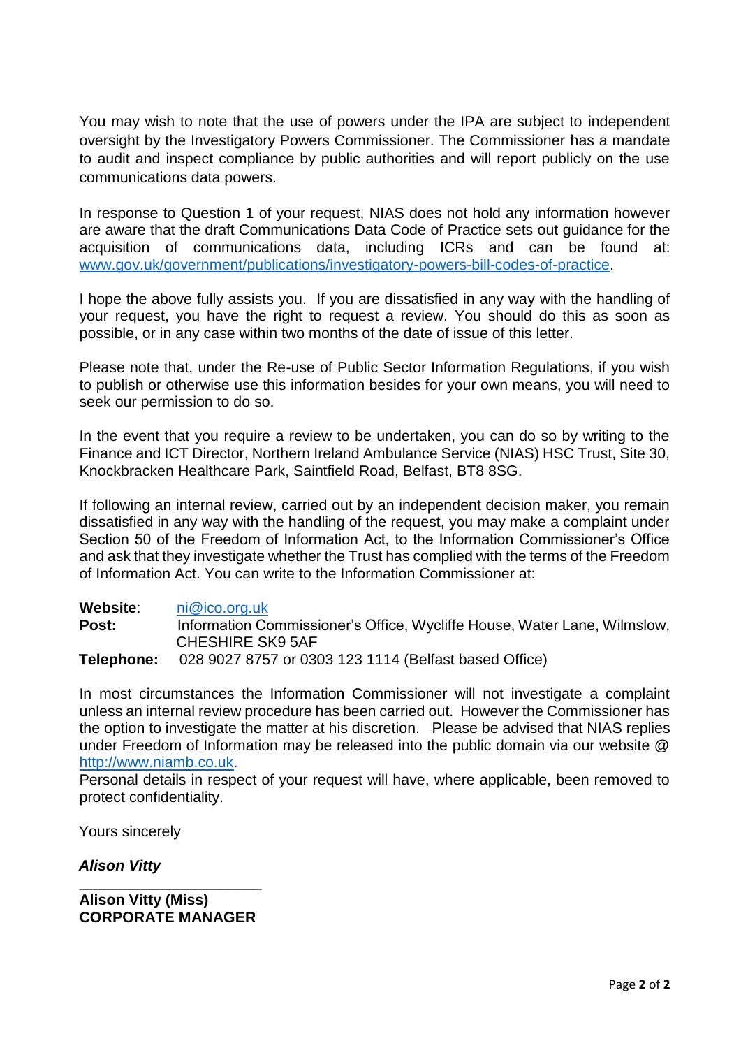You may wish to note that the use of powers under the IPA are subject to independent oversight by the Investigatory Powers Commissioner. The Commissioner has a mandate to audit and inspect compliance by public authorities and will report publicly on the use communications data powers.

In response to Question 1 of your request, NIAS does not hold any information however are aware that the draft Communications Data Code of Practice sets out guidance for the acquisition of communications data, including ICRs and can be found at: www.gov.uk/government/publications/investigatory-powers-bill-codes-of-practice.

I hope the above fully assists you. If you are dissatisfied in any way with the handling of your request, you have the right to request a review. You should do this as soon as possible, or in any case within two months of the date of issue of this letter.

Please note that, under the Re-use of Public Sector Information Regulations, if you wish to publish or otherwise use this information besides for your own means, you will need to seek our permission to do so.

In the event that you require a review to be undertaken, you can do so by writing to the Finance and ICT Director, Northern Ireland Ambulance Service (NIAS) HSC Trust, Site 30, Knockbracken Healthcare Park, Saintfield Road, Belfast, BT8 8SG.

If following an internal review, carried out by an independent decision maker, you remain dissatisfied in any way with the handling of the request, you may make a complaint under Section 50 of the Freedom of Information Act, to the Information Commissioner's Office and ask that they investigate whether the Trust has complied with the terms of the Freedom of Information Act. You can write to the Information Commissioner at:

**Website**: ni@ico.org.uk
**Post:** Information Commissioner's Office, Wycliffe House, Water Lane, Wilmslow, CHESHIRE SK9 5AF
**Telephone:** 028 9027 8757 or 0303 123 1114 (Belfast based Office)

In most circumstances the Information Commissioner will not investigate a complaint unless an internal review procedure has been carried out. However the Commissioner has the option to investigate the matter at his discretion. Please be advised that NIAS replies under Freedom of Information may be released into the public domain via our website @ http://www.niamb.co.uk.
Personal details in respect of your request will have, where applicable, been removed to protect confidentiality.

Yours sincerely

***Alison Vitty***

**Alison Vitty (Miss)**
**CORPORATE MANAGER**